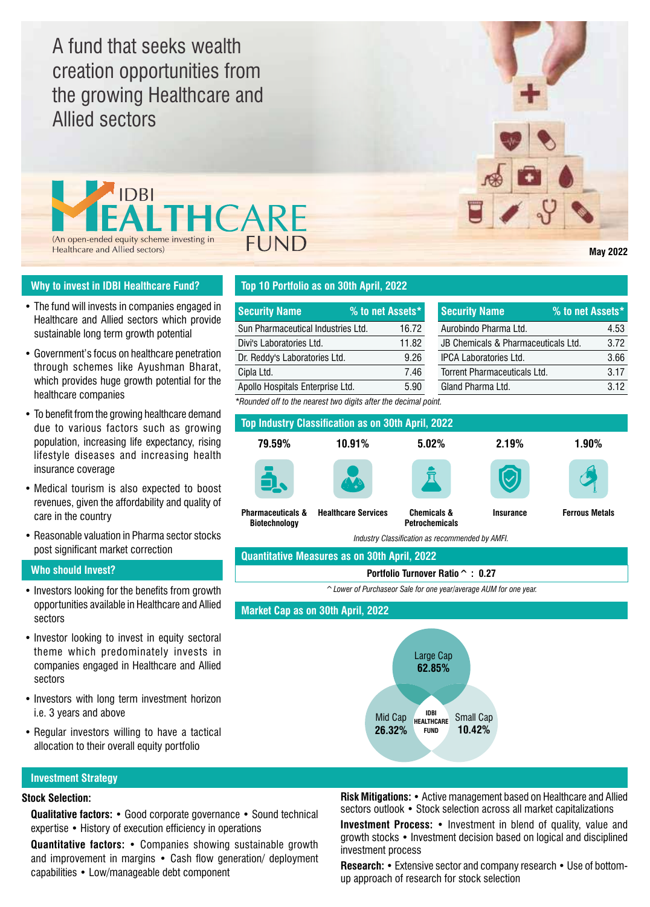# A fund that seeks wealth creation opportunities from the growing Healthcare and Allied sectors

## IDBI HEALTHCARE FUND

(An open-ended equity scheme investing in Healthcare and Allied sectors)

May 2022

## Why to invest in IDBI Healthcare Fund?

- The fund will invests in companies engaged in Healthcare and Allied sectors which provide sustainable long term growth potential
- Government's focus on healthcare penetration through schemes like Ayushman Bharat, which provides huge growth potential for the healthcare companies
- To benefit from the growing healthcare demand due to various factors such as growing population, increasing life expectancy, rising lifestyle diseases and increasing health insurance coverage
- Medical tourism is also expected to boost revenues, given the affordability and quality of care in the country
- Reasonable valuation in Pharma sector stocks post significant market correction

## Who should Invest?

- Investors looking for the benefits from growth opportunities available in Healthcare and Allied sectors
- Investor looking to invest in equity sectoral theme which predominately invests in companies engaged in Healthcare and Allied sectors
- Investors with long term investment horizon i.e. 3 years and above
- Regular investors willing to have a tactical allocation to their overall equity portfolio

## Top 10 Portfolio as on 30th April, 2022

| Security Name | % to net Assets* |
|---|---|
| Sun Pharmaceutical Industries Ltd. | 16.72 |
| Divi's Laboratories Ltd. | 11.82 |
| Dr. Reddy's Laboratories Ltd. | 9.26 |
| Cipla Ltd. | 7.46 |
| Apollo Hospitals Enterprise Ltd. | 5.90 |
| Aurobindo Pharma Ltd. | 4.53 |
| JB Chemicals & Pharmaceuticals Ltd. | 3.72 |
| IPCA Laboratories Ltd. | 3.66 |
| Torrent Pharmaceuticals Ltd. | 3.17 |
| Gland Pharma Ltd. | 3.12 |

*Rounded off to the nearest two digits after the decimal point.*

## Top Industry Classification as on 30th April, 2022

| Industry | % |
|---|---|
| Pharmaceuticals & Biotechnology | 79.59% |
| Healthcare Services | 10.91% |
| Chemicals & Petrochemicals | 5.02% |
| Insurance | 2.19% |
| Ferrous Metals | 1.90% |

*Industry Classification as recommended by AMFI.*

## Quantitative Measures as on 30th April, 2022

**Portfolio Turnover Ratio ^ : 0.27**

*^ Lower of Purchaseor Sale for one year/average AUM for one year.*

## Market Cap as on 30th April, 2022

- Large Cap **62.85%**
- Mid Cap **26.32%**
- Small Cap **10.42%**

## Investment Strategy

**Stock Selection:**

**Qualitative factors:** • Good corporate governance • Sound technical expertise • History of execution efficiency in operations

**Quantitative factors:** • Companies showing sustainable growth and improvement in margins • Cash flow generation/ deployment capabilities • Low/manageable debt component

**Risk Mitigations:** • Active management based on Healthcare and Allied sectors outlook • Stock selection across all market capitalizations

**Investment Process:** • Investment in blend of quality, value and growth stocks • Investment decision based on logical and disciplined investment process

**Research:** • Extensive sector and company research • Use of bottom-up approach of research for stock selection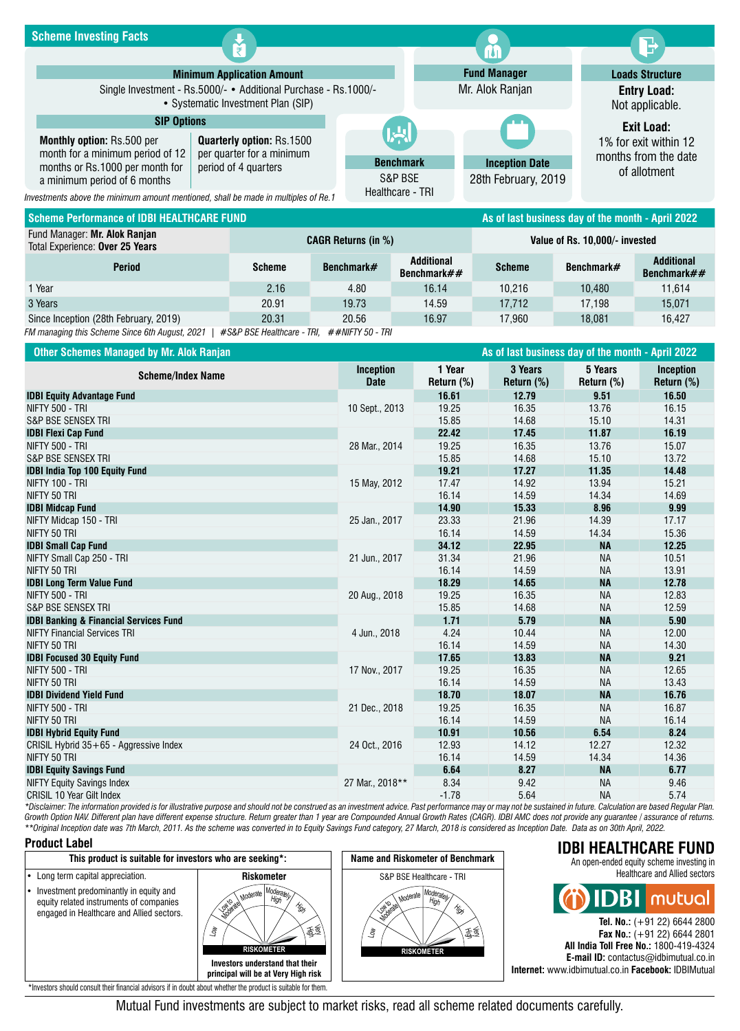## Scheme Investing Facts

**Minimum Application Amount**

Single Investment - Rs.5000/- • Additional Purchase - Rs.1000/- • Systematic Investment Plan (SIP)

**SIP Options**

**Monthly option:** Rs.500 per month for a minimum period of 12 months or Rs.1000 per month for a minimum period of 6 months

**Quarterly option:** Rs.1500 per quarter for a minimum period of 4 quarters

*Investments above the minimum amount mentioned, shall be made in multiples of Re.1*

**Fund Manager**

Mr. Alok Ranjan

**Benchmark**

S&P BSE Healthcare - TRI

**Inception Date**

28th February, 2019

**Loads Structure**

**Entry Load:** Not applicable.

**Exit Load:** 1% for exit within 12 months from the date of allotment

## Scheme Performance of IDBI HEALTHCARE FUND

As of last business day of the month - April 2022

Fund Manager: **Mr. Alok Ranjan**
Total Experience: **Over 25 Years**

| Period | CAGR Returns (in %) | | | Value of Rs. 10,000/- invested | | |
|---|---|---|---|---|---|---|
| | Scheme | Benchmark# | Additional Benchmark## | Scheme | Benchmark# | Additional Benchmark## |
| 1 Year | 2.16 | 4.80 | 16.14 | 10,216 | 10,480 | 11,614 |
| 3 Years | 20.91 | 19.73 | 14.59 | 17,712 | 17,198 | 15,071 |
| Since Inception (28th February, 2019) | 20.31 | 20.56 | 16.97 | 17,960 | 18,081 | 16,427 |

*FM managing this Scheme Since 6th August, 2021 | #S&P BSE Healthcare - TRI, ##NIFTY 50 - TRI*

## Other Schemes Managed by Mr. Alok Ranjan

As of last business day of the month - April 2022

| Scheme/Index Name | Inception Date | 1 Year Return (%) | 3 Years Return (%) | 5 Years Return (%) | Inception Return (%) |
|---|---|---|---|---|---|
| **IDBI Equity Advantage Fund** | 10 Sept., 2013 | **16.61** | **12.79** | **9.51** | **16.50** |
| NIFTY 500 - TRI | | 19.25 | 16.35 | 13.76 | 16.15 |
| S&P BSE SENSEX TRI | | 15.85 | 14.68 | 15.10 | 14.31 |
| **IDBI Flexi Cap Fund** | 28 Mar., 2014 | **22.42** | **17.45** | **11.87** | **16.19** |
| NIFTY 500 - TRI | | 19.25 | 16.35 | 13.76 | 15.07 |
| S&P BSE SENSEX TRI | | 15.85 | 14.68 | 15.10 | 13.72 |
| **IDBI India Top 100 Equity Fund** | 15 May, 2012 | **19.21** | **17.27** | **11.35** | **14.48** |
| NIFTY 100 - TRI | | 17.47 | 14.92 | 13.94 | 15.21 |
| NIFTY 50 TRI | | 16.14 | 14.59 | 14.34 | 14.69 |
| **IDBI Midcap Fund** | 25 Jan., 2017 | **14.90** | **15.33** | **8.96** | **9.99** |
| NIFTY Midcap 150 - TRI | | 23.33 | 21.96 | 14.39 | 17.17 |
| NIFTY 50 TRI | | 16.14 | 14.59 | 14.34 | 15.36 |
| **IDBI Small Cap Fund** | 21 Jun., 2017 | **34.12** | **22.95** | **NA** | **12.25** |
| NIFTY Small Cap 250 - TRI | | 31.34 | 21.96 | NA | 10.51 |
| NIFTY 50 TRI | | 16.14 | 14.59 | NA | 13.91 |
| **IDBI Long Term Value Fund** | 20 Aug., 2018 | **18.29** | **14.65** | **NA** | **12.78** |
| NIFTY 500 - TRI | | 19.25 | 16.35 | NA | 12.83 |
| S&P BSE SENSEX TRI | | 15.85 | 14.68 | NA | 12.59 |
| **IDBI Banking & Financial Services Fund** | 4 Jun., 2018 | **1.71** | **5.79** | **NA** | **5.90** |
| NIFTY Financial Services TRI | | 4.24 | 10.44 | NA | 12.00 |
| NIFTY 50 TRI | | 16.14 | 14.59 | NA | 14.30 |
| **IDBI Focused 30 Equity Fund** | 17 Nov., 2017 | **17.65** | **13.83** | **NA** | **9.21** |
| NIFTY 500 - TRI | | 19.25 | 16.35 | NA | 12.65 |
| NIFTY 50 TRI | | 16.14 | 14.59 | NA | 13.43 |
| **IDBI Dividend Yield Fund** | 21 Dec., 2018 | **18.70** | **18.07** | **NA** | **16.76** |
| NIFTY 500 - TRI | | 19.25 | 16.35 | NA | 16.87 |
| NIFTY 50 TRI | | 16.14 | 14.59 | NA | 16.14 |
| **IDBI Hybrid Equity Fund** | 24 Oct., 2016 | **10.91** | **10.56** | **6.54** | **8.24** |
| CRISIL Hybrid 35+65 - Aggressive Index | | 12.93 | 14.12 | 12.27 | 12.32 |
| NIFTY 50 TRI | | 16.14 | 14.59 | 14.34 | 14.36 |
| **IDBI Equity Savings Fund** | 27 Mar., 2018** | **6.64** | **8.27** | **NA** | **6.77** |
| NIFTY Equity Savings Index | | 8.34 | 9.42 | NA | 9.46 |
| CRISIL 10 Year Gilt Index | | -1.78 | 5.64 | NA | 5.74 |

*Disclaimer: The information provided is for illustrative purpose and should not be construed as an investment advice. Past performance may or may not be sustained in future. Calculation are based Regular Plan. Growth Option NAV. Different plan have different expense structure. Return greater than 1 year are Compounded Annual Growth Rates (CAGR). IDBI AMC does not provide any guarantee / assurance of returns.*
***Original Inception date was 7th March, 2011. As the scheme was converted in to Equity Savings Fund category, 27 March, 2018 is considered as Inception Date. Data as on 30th April, 2022.*

## Product Label

**This product is suitable for investors who are seeking*:**

- Long term capital appreciation.
- Investment predominantly in equity and equity related instruments of companies engaged in Healthcare and Allied sectors.

**Riskometer**

Low, Low to Moderate, Moderate, Moderately High, High, Very High

RISKOMETER

**Investors understand that their principal will be at Very High risk**

**Name and Riskometer of Benchmark**

S&P BSE Healthcare - TRI

Low, Low to Moderate, Moderate, Moderately High, High, Very High

RISKOMETER

*Investors should consult their financial advisors if in doubt about whether the product is suitable for them.

# IDBI HEALTHCARE FUND

An open-ended equity scheme investing in Healthcare and Allied sectors

IDBI mutual

**Tel. No.:** (+91 22) 6644 2800
**Fax No.:** (+91 22) 6644 2801
**All India Toll Free No.:** 1800-419-4324
**E-mail ID:** contactus@idbimutual.co.in
**Internet:** www.idbimutual.co.in **Facebook:** IDBIMutual

Mutual Fund investments are subject to market risks, read all scheme related documents carefully.